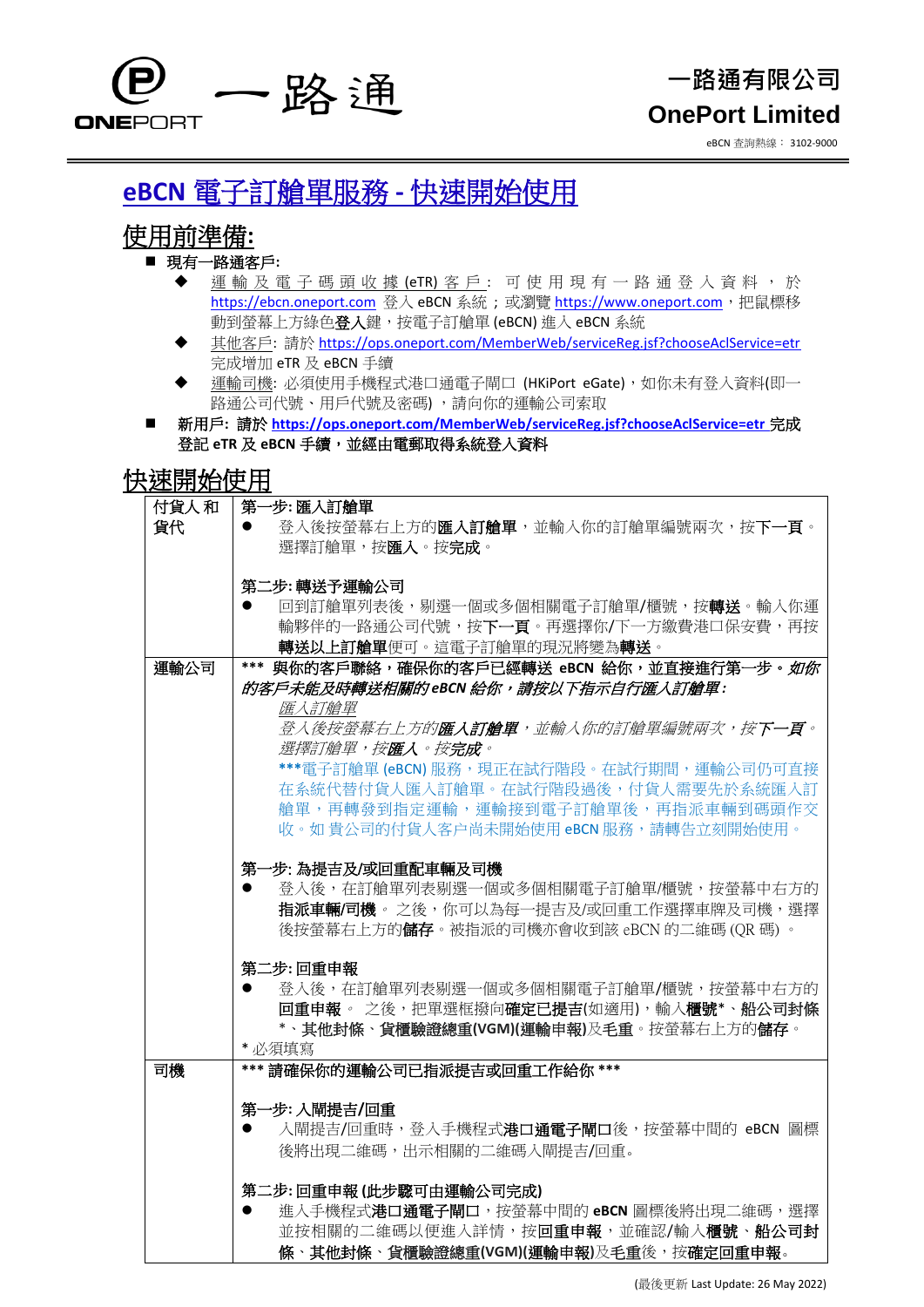一路通有限公司
**OnePort Limited**

eBCN 查詢熱線： 3102-9000

# eBCN 電子訂艙單服務 - 快速開始使用

## 使用前準備:

- **現有一路通客戶:**
  - 運輸及電子碼頭收據 (eTR) 客戶: 可使用現有一路通登入資料，於 https://ebcn.oneport.com 登入 eBCN 系統；或瀏覽 https://www.oneport.com，把鼠標移動到螢幕上方綠色**登入**鍵，按電子訂艙單 (eBCN) 進入 eBCN 系統
  - 其他客戶: 請於 https://ops.oneport.com/MemberWeb/serviceReg.jsf?chooseAclService=etr 完成增加 eTR 及 eBCN 手續
  - 運輸司機: 必須使用手機程式港口通電子閘口 (HKiPort eGate)，如你未有登入資料(即一路通公司代號、用戶代號及密碼) ，請向你的運輸公司索取
- **新用戶: 請於 https://ops.oneport.com/MemberWeb/serviceReg.jsf?chooseAclService=etr 完成登記 eTR 及 eBCN 手續，並經由電郵取得系統登入資料**

## 快速開始使用

| | |
|---|---|
| 付貨人和貨代 | **第一步: 匯入訂艙單**<br>● 登入後按螢幕右上方的**匯入訂艙單**，並輸入你的訂艙單編號兩次，按**下一頁**。選擇訂艙單，按**匯入**。按**完成**。<br><br>**第二步: 轉送予運輸公司**<br>● 回到訂艙單列表後，剔選一個或多個相關電子訂艙單/櫃號，按**轉送**。輸入你運輸夥伴的一路通公司代號，按**下一頁**。再選擇你/下一方繳費港口保安費，再按**轉送以上訂艙單**便可。這電子訂艙單的現況將變為**轉送**。 |
| 運輸公司 | **\*\*\* 與你的客戶聯絡，確保你的客戶已經轉送 eBCN 給你，並直接進行第一步。*如你的客戶未能及時轉送相關的eBCN 給你，請按以下指示自行匯入訂艙單:***<br>*匯入訂艙單*<br>*登入後按螢幕右上方的**匯入訂艙單**，並輸入你的訂艙單編號兩次，按**下一頁**。選擇訂艙單，按**匯入**。按**完成**。*<br>**\*\*\***電子訂艙單 (eBCN) 服務，現正在試行階段。在試行期間，運輸公司仍可直接在系統代替付貨人匯入訂艙單。在試行階段過後，付貨人需要先於系統匯入訂艙單，再轉發到指定運輸，運輸接到電子訂艙單後，再指派車輛到碼頭作交收。如 貴公司的付貨人客戶尚未開始使用 eBCN 服務，請轉告立刻開始使用。<br><br>**第一步: 為提吉及/或回重配車輛及司機**<br>● 登入後，在訂艙單列表剔選一個或多個相關電子訂艙單/櫃號，按螢幕中右方的**指派車輛/司機**。 之後，你可以為每一提吉及/或回重工作選擇車牌及司機，選擇後按螢幕右上方的**儲存**。被指派的司機亦會收到該 eBCN 的二維碼 (QR 碼) 。<br><br>**第二步: 回重申報**<br>● 登入後，在訂艙單列表剔選一個或多個相關電子訂艙單/櫃號，按螢幕中右方的**回重申報**。 之後，把單選框撥向**確定已提吉**(如適用)，輸入**櫃號**\*、**船公司封條**\*、**其他封條**、**貨櫃驗證總重(VGM)(運輸申報)**及**毛重**。按螢幕右上方的**儲存**。<br>\* 必須填寫 |
| 司機 | **\*\*\* 請確保你的運輸公司已指派提吉或回重工作給你 \*\*\***<br><br>**第一步: 入閘提吉/回重**<br>● 入閘提吉/回重時，登入手機程式**港口通電子閘口**後，按螢幕中間的 eBCN 圖標後將出現二維碼，出示相關的二維碼入閘提吉/回重。<br><br>**第二步: 回重申報 (此步驟可由運輸公司完成)**<br>● 進入手機程式**港口通電子閘口**，按螢幕中間的 **eBCN** 圖標後將出現二維碼，選擇並按相關的二維碼以便進入詳情，按**回重申報**，並確認/輸入**櫃號**、**船公司封條**、**其他封條**、**貨櫃驗證總重(VGM)(運輸申報)**及**毛重**後，按**確定回重申報**。 |

(最後更新 Last Update: 26 May 2022)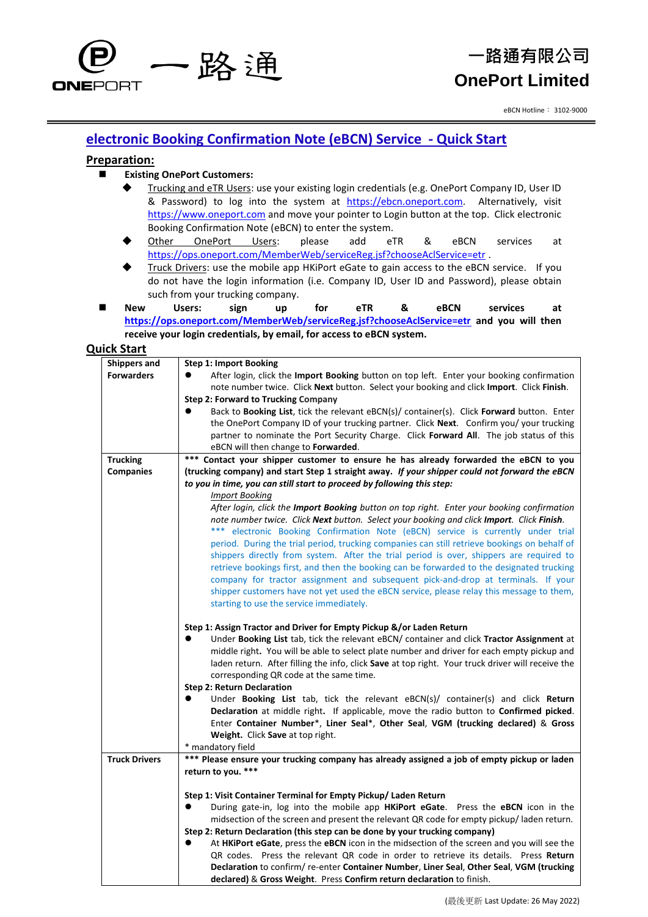一路通有限公司
**OnePort Limited**

eBCN Hotline： 3102-9000

# electronic Booking Confirmation Note (eBCN) Service - Quick Start

## Preparation:

- **Existing OnePort Customers:**
  - Trucking and eTR Users: use your existing login credentials (e.g. OnePort Company ID, User ID & Password) to log into the system at https://ebcn.oneport.com. Alternatively, visit https://www.oneport.com and move your pointer to Login button at the top. Click electronic Booking Confirmation Note (eBCN) to enter the system.
  - Other OnePort Users: please add eTR & eBCN services at https://ops.oneport.com/MemberWeb/serviceReg.jsf?chooseAclService=etr .
  - Truck Drivers: use the mobile app HKiPort eGate to gain access to the eBCN service. If you do not have the login information (i.e. Company ID, User ID and Password), please obtain such from your trucking company.
- **New Users: sign up for eTR & eBCN services at https://ops.oneport.com/MemberWeb/serviceReg.jsf?chooseAclService=etr and you will then receive your login credentials, by email, for access to eBCN system.**

## Quick Start

| | |
|---|---|
| **Shippers and Forwarders** | **Step 1: Import Booking**<br>● After login, click the **Import Booking** button on top left. Enter your booking confirmation note number twice. Click **Next** button. Select your booking and click **Import**. Click **Finish**.<br>**Step 2: Forward to Trucking Company**<br>● Back to **Booking List**, tick the relevant eBCN(s)/ container(s). Click **Forward** button. Enter the OnePort Company ID of your trucking partner. Click **Next**. Confirm you/ your trucking partner to nominate the Port Security Charge. Click **Forward All**. The job status of this eBCN will then change to **Forwarded**. |
| **Trucking Companies** | **\*\*\* Contact your shipper customer to ensure he has already forwarded the eBCN to you (trucking company) and start Step 1 straight away. *If your shipper could not forward the eBCN to you in time, you can still start to proceed by following this step:***<br>*Import Booking*<br>*After login, click the **Import Booking** button on top right. Enter your booking confirmation note number twice. Click **Next** button. Select your booking and click **Import**. Click **Finish**.*<br>\*\*\* electronic Booking Confirmation Note (eBCN) service is currently under trial period. During the trial period, trucking companies can still retrieve bookings on behalf of shippers directly from system. After the trial period is over, shippers are required to retrieve bookings first, and then the booking can be forwarded to the designated trucking company for tractor assignment and subsequent pick-and-drop at terminals. If your shipper customers have not yet used the eBCN service, please relay this message to them, starting to use the service immediately.<br><br>**Step 1: Assign Tractor and Driver for Empty Pickup &/or Laden Return**<br>● Under **Booking List** tab, tick the relevant eBCN/ container and click **Tractor Assignment** at middle right**.** You will be able to select plate number and driver for each empty pickup and laden return. After filling the info, click **Save** at top right. Your truck driver will receive the corresponding QR code at the same time.<br>**Step 2: Return Declaration**<br>● Under **Booking List** tab, tick the relevant eBCN(s)/ container(s) and click **Return Declaration** at middle right**.** If applicable, move the radio button to **Confirmed picked**. Enter **Container Number**\*, **Liner Seal**\*, **Other Seal**, **VGM (trucking declared)** & **Gross Weight.** Click **Save** at top right.<br>\* mandatory field |
| **Truck Drivers** | **\*\*\* Please ensure your trucking company has already assigned a job of empty pickup or laden return to you. \*\*\***<br><br>**Step 1: Visit Container Terminal for Empty Pickup/ Laden Return**<br>● During gate-in, log into the mobile app **HKiPort eGate**. Press the **eBCN** icon in the midsection of the screen and present the relevant QR code for empty pickup/ laden return.<br>**Step 2: Return Declaration (this step can be done by your trucking company)**<br>● At **HKiPort eGate**, press the **eBCN** icon in the midsection of the screen and you will see the QR codes. Press the relevant QR code in order to retrieve its details. Press **Return Declaration** to confirm/ re-enter **Container Number**, **Liner Seal**, **Other Seal**, **VGM (trucking declared)** & **Gross Weight**. Press **Confirm return declaration** to finish. |

(最後更新 Last Update: 26 May 2022)